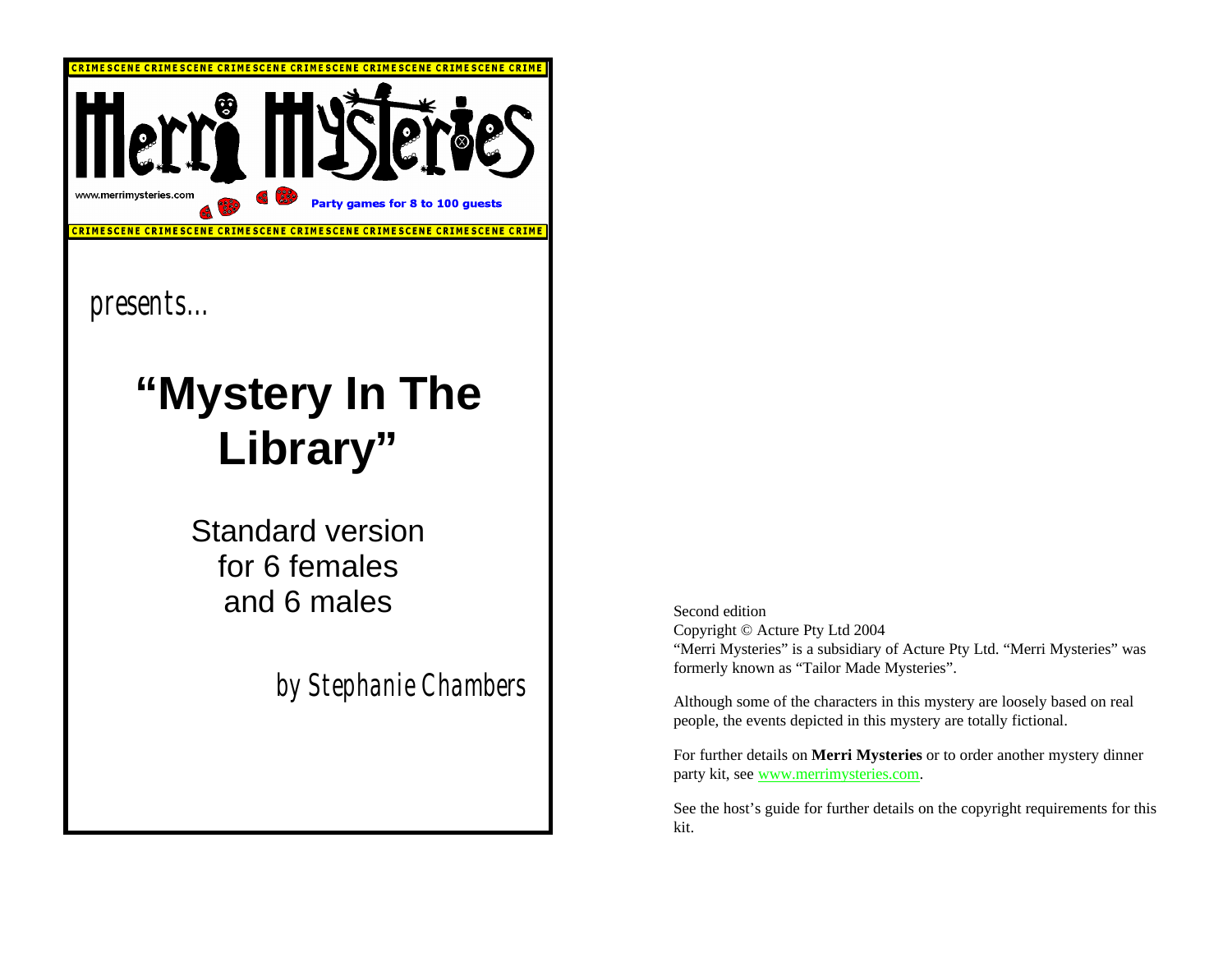CRIME SCENE CRIME SCENE CRIME SCENE CRIME SCENE CRIME SCENE CRIME SCENE CRIME

# Merri Mysteries

www.merrimysteries.com

**Party games for 8 to 100 guests**

CRIME SCENE CRIME SCENE CRIME SCENE CRIME SCENE CRIME SCENE CRIME SCENE CRIME

presents…

# "Mystery In The Library"

Standard version
for 6 females
and 6 males

by Stephanie Chambers

Second edition
Copyright © Acture Pty Ltd 2004
"Merri Mysteries" is a subsidiary of Acture Pty Ltd. "Merri Mysteries" was formerly known as "Tailor Made Mysteries".

Although some of the characters in this mystery are loosely based on real people, the events depicted in this mystery are totally fictional.

For further details on **Merri Mysteries** or to order another mystery dinner party kit, see www.merrimysteries.com.

See the host's guide for further details on the copyright requirements for this kit.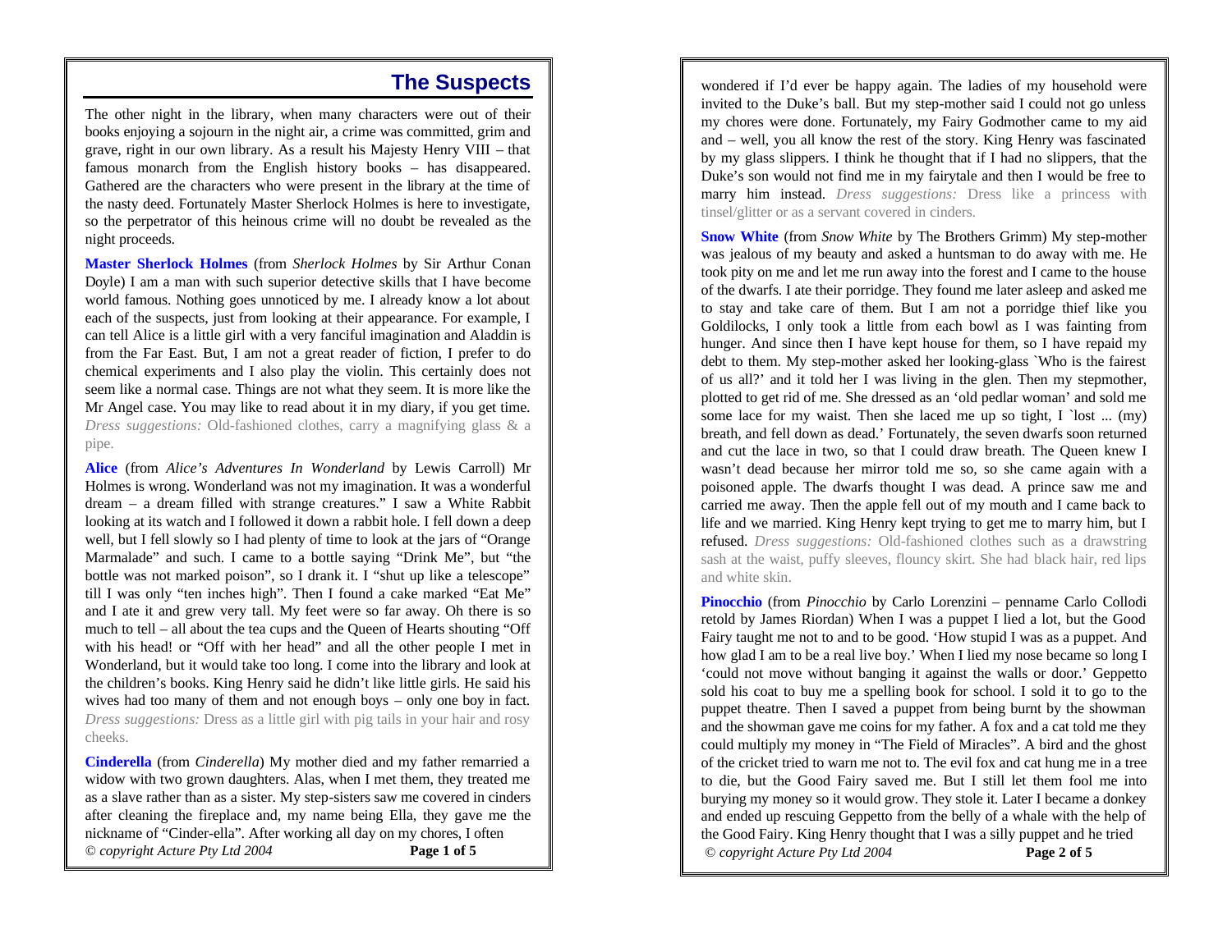## The Suspects

The other night in the library, when many characters were out of their books enjoying a sojourn in the night air, a crime was committed, grim and grave, right in our own library. As a result his Majesty Henry VIII – that famous monarch from the English history books – has disappeared. Gathered are the characters who were present in the library at the time of the nasty deed. Fortunately Master Sherlock Holmes is here to investigate, so the perpetrator of this heinous crime will no doubt be revealed as the night proceeds.

**Master Sherlock Holmes** (from *Sherlock Holmes* by Sir Arthur Conan Doyle) I am a man with such superior detective skills that I have become world famous. Nothing goes unnoticed by me. I already know a lot about each of the suspects, just from looking at their appearance. For example, I can tell Alice is a little girl with a very fanciful imagination and Aladdin is from the Far East. But, I am not a great reader of fiction, I prefer to do chemical experiments and I also play the violin. This certainly does not seem like a normal case. Things are not what they seem. It is more like the Mr Angel case. You may like to read about it in my diary, if you get time. *Dress suggestions:* Old-fashioned clothes, carry a magnifying glass & a pipe.

**Alice** (from *Alice's Adventures In Wonderland* by Lewis Carroll) Mr Holmes is wrong. Wonderland was not my imagination. It was a wonderful dream – a dream filled with strange creatures." I saw a White Rabbit looking at his watch and I followed it down a rabbit hole. I fell down a deep well, but I fell slowly so I had plenty of time to look at the jars of "Orange Marmalade" and such. I came to a bottle saying "Drink Me", but "the bottle was not marked poison", so I drank it. I "shut up like a telescope" till I was only "ten inches high". Then I found a cake marked "Eat Me" and I ate it and grew very tall. My feet were so far away. Oh there is so much to tell – all about the tea cups and the Queen of Hearts shouting "Off with his head! or "Off with her head" and all the other people I met in Wonderland, but it would take too long. I come into the library and look at the children's books. King Henry said he didn't like little girls. He said his wives had too many of them and not enough boys – only one boy in fact. *Dress suggestions:* Dress as a little girl with pig tails in your hair and rosy cheeks.

**Cinderella** (from *Cinderella*) My mother died and my father remarried a widow with two grown daughters. Alas, when I met them, they treated me as a slave rather than as a sister. My step-sisters saw me covered in cinders after cleaning the fireplace and, my name being Ella, they gave me the nickname of "Cinder-ella". After working all day on my chores, I often wondered if I'd ever be happy again. The ladies of my household were invited to the Duke's ball. But my step-mother said I could not go unless my chores were done. Fortunately, my Fairy Godmother came to my aid and – well, you all know the rest of the story. King Henry was fascinated by my glass slippers. I think he thought that if I had no slippers, that the Duke's son would not find me in my fairytale and then I would be free to marry him instead. *Dress suggestions:* Dress like a princess with tinsel/glitter or as a servant covered in cinders.

**Snow White** (from *Snow White* by The Brothers Grimm) My step-mother was jealous of my beauty and asked a huntsman to do away with me. He took pity on me and let me run away into the forest and I came to the house of the dwarfs. I ate their porridge. They found me later asleep and asked me to stay and take care of them. But I am not a porridge thief like you Goldilocks, I only took a little from each bowl as I was fainting from hunger. And since then I have kept house for them, so I have repaid my debt to them. My step-mother asked her looking-glass `Who is the fairest of us all?' and it told her I was living in the glen. Then my stepmother, plotted to get rid of me. She dressed as an 'old pedlar woman' and sold me some lace for my waist. Then she laced me up so tight, I `lost ... (my) breath, and fell down as dead.' Fortunately, the seven dwarfs soon returned and cut the lace in two, so that I could draw breath. The Queen knew I wasn't dead because her mirror told me so, so she came again with a poisoned apple. The dwarfs thought I was dead. A prince saw me and carried me away. Then the apple fell out of my mouth and I came back to life and we married. King Henry kept trying to get me to marry him, but I refused. *Dress suggestions:* Old-fashioned clothes such as a drawstring sash at the waist, puffy sleeves, flouncy skirt. She had black hair, red lips and white skin.

**Pinocchio** (from *Pinocchio* by Carlo Lorenzini – penname Carlo Collodi retold by James Riordan) When I was a puppet I lied a lot, but the Good Fairy taught me not to and to be good. 'How stupid I was as a puppet. And how glad I am to be a real live boy.' When I lied my nose became so long I 'could not move without banging it against the walls or door.' Geppetto sold his coat to buy me a spelling book for school. I sold it to go to the puppet theatre. Then I saved a puppet from being burnt by the showman and the showman gave me coins for my father. A fox and a cat told me they could multiply my money in "The Field of Miracles". A bird and the ghost of the cricket tried to warn me not to. The evil fox and cat hung me in a tree to die, but the Good Fairy saved me. But I still let them fool me into burying my money so it would grow. They stole it. Later I became a donkey and ended up rescuing Geppetto from the belly of a whale with the help of the Good Fairy. King Henry thought that I was a silly puppet and he tried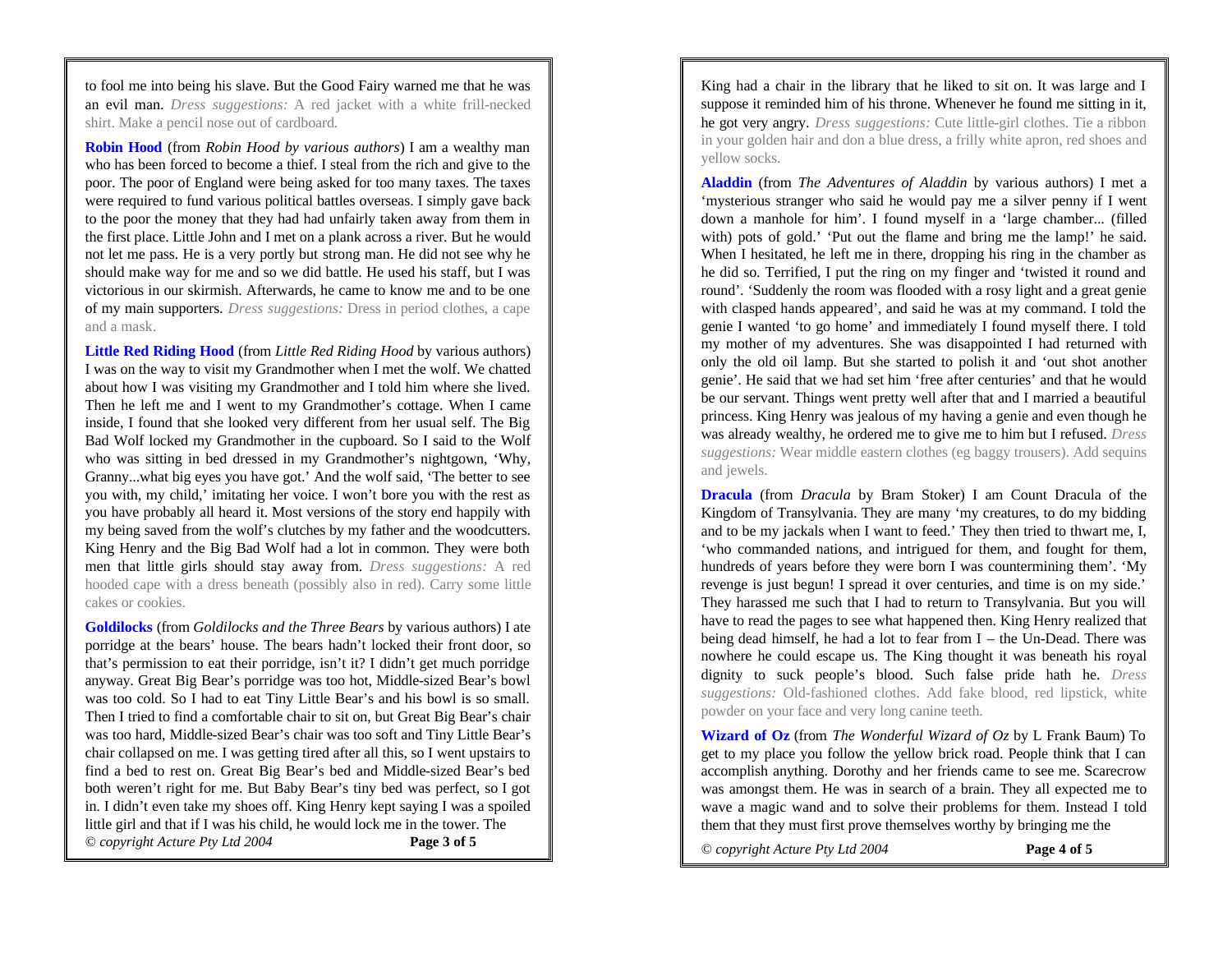to fool me into being his slave. But the Good Fairy warned me that he was an evil man. *Dress suggestions:* A red jacket with a white frill-necked shirt. Make a pencil nose out of cardboard.

**Robin Hood** (from *Robin Hood by various authors*) I am a wealthy man who has been forced to become a thief. I steal from the rich and give to the poor. The poor of England were being asked for too many taxes. The taxes were required to fund various political battles overseas. I simply gave back to the poor the money that they had had unfairly taken away from them in the first place. Little John and I met on a plank across a river. But he would not let me pass. He is a very portly but strong man. He did not see why he should make way for me and so we did battle. He used his staff, but I was victorious in our skirmish. Afterwards, he came to know me and to be one of my main supporters. *Dress suggestions:* Dress in period clothes, a cape and a mask.

**Little Red Riding Hood** (from *Little Red Riding Hood* by various authors) I was on the way to visit my Grandmother when I met the wolf. We chatted about how I was visiting my Grandmother and I told him where she lived. Then he left me and I went to my Grandmother's cottage. When I came inside, I found that she looked very different from her usual self. The Big Bad Wolf locked my Grandmother in the cupboard. So I said to the Wolf who was sitting in bed dressed in my Grandmother's nightgown, 'Why, Granny...what big eyes you have got.' And the wolf said, 'The better to see you with, my child,' imitating her voice. I won't bore you with the rest as you have probably all heard it. Most versions of the story end happily with my being saved from the wolf's clutches by my father and the woodcutters. King Henry and the Big Bad Wolf had a lot in common. They were both men that little girls should stay away from. *Dress suggestions:* A red hooded cape with a dress beneath (possibly also in red). Carry some little cakes or cookies.

**Goldilocks** (from *Goldilocks and the Three Bears* by various authors) I ate porridge at the bears' house. The bears hadn't locked their front door, so that's permission to eat their porridge, isn't it? I didn't get much porridge anyway. Great Big Bear's porridge was too hot, Middle-sized Bear's bowl was too cold. So I had to eat Tiny Little Bear's and his bowl is so small. Then I tried to find a comfortable chair to sit on, but Great Big Bear's chair was too hard, Middle-sized Bear's chair was too soft and Tiny Little Bear's chair collapsed on me. I was getting tired after all this, so I went upstairs to find a bed to rest on. Great Big Bear's bed and Middle-sized Bear's bed both weren't right for me. But Baby Bear's tiny bed was perfect, so I got in. I didn't even take my shoes off. King Henry kept saying I was a spoiled little girl and that if I was his child, he would lock me in the tower. The King had a chair in the library that he liked to sit on. It was large and I suppose it reminded him of his throne. Whenever he found me sitting in it, he got very angry. *Dress suggestions:* Cute little-girl clothes. Tie a ribbon in your golden hair and don a blue dress, a frilly white apron, red shoes and yellow socks.

**Aladdin** (from *The Adventures of Aladdin* by various authors) I met a 'mysterious stranger who said he would pay me a silver penny if I went down a manhole for him'. I found myself in a 'large chamber... (filled with) pots of gold.' 'Put out the flame and bring me the lamp!' he said. When I hesitated, he left me in there, dropping his ring in the chamber as he did so. Terrified, I put the ring on my finger and 'twisted it round and round'. 'Suddenly the room was flooded with a rosy light and a great genie with clasped hands appeared', and said he was at my command. I told the genie I wanted 'to go home' and immediately I found myself there. I told my mother of my adventures. She was disappointed I had returned with only the old oil lamp. But she started to polish it and 'out shot another genie'. He said that we had set him 'free after centuries' and that he would be our servant. Things went pretty well after that and I married a beautiful princess. King Henry was jealous of my having a genie and even though he was already wealthy, he ordered me to give me to him but I refused. *Dress suggestions:* Wear middle eastern clothes (eg baggy trousers). Add sequins and jewels.

**Dracula** (from *Dracula* by Bram Stoker) I am Count Dracula of the Kingdom of Transylvania. They are many 'my creatures, to do my bidding and to be my jackals when I want to feed.' They then tried to thwart me, I, 'who commanded nations, and intrigued for them, and fought for them, hundreds of years before they were born I was countermining them'. 'My revenge is just begun! I spread it over centuries, and time is on my side.' They harassed me such that I had to return to Transylvania. But you will have to read the pages to see what happened then. King Henry realized that being dead himself, he had a lot to fear from I – the Un-Dead. There was nowhere he could escape us. The King thought it was beneath his royal dignity to suck people's blood. Such false pride hath he. *Dress suggestions:* Old-fashioned clothes. Add fake blood, red lipstick, white powder on your face and very long canine teeth.

**Wizard of Oz** (from *The Wonderful Wizard of Oz* by L Frank Baum) To get to my place you follow the yellow brick road. People think that I can accomplish anything. Dorothy and her friends came to see me. Scarecrow was amongst them. He was in search of a brain. They all expected me to wave a magic wand and to solve their problems for them. Instead I told them that they must first prove themselves worthy by bringing me the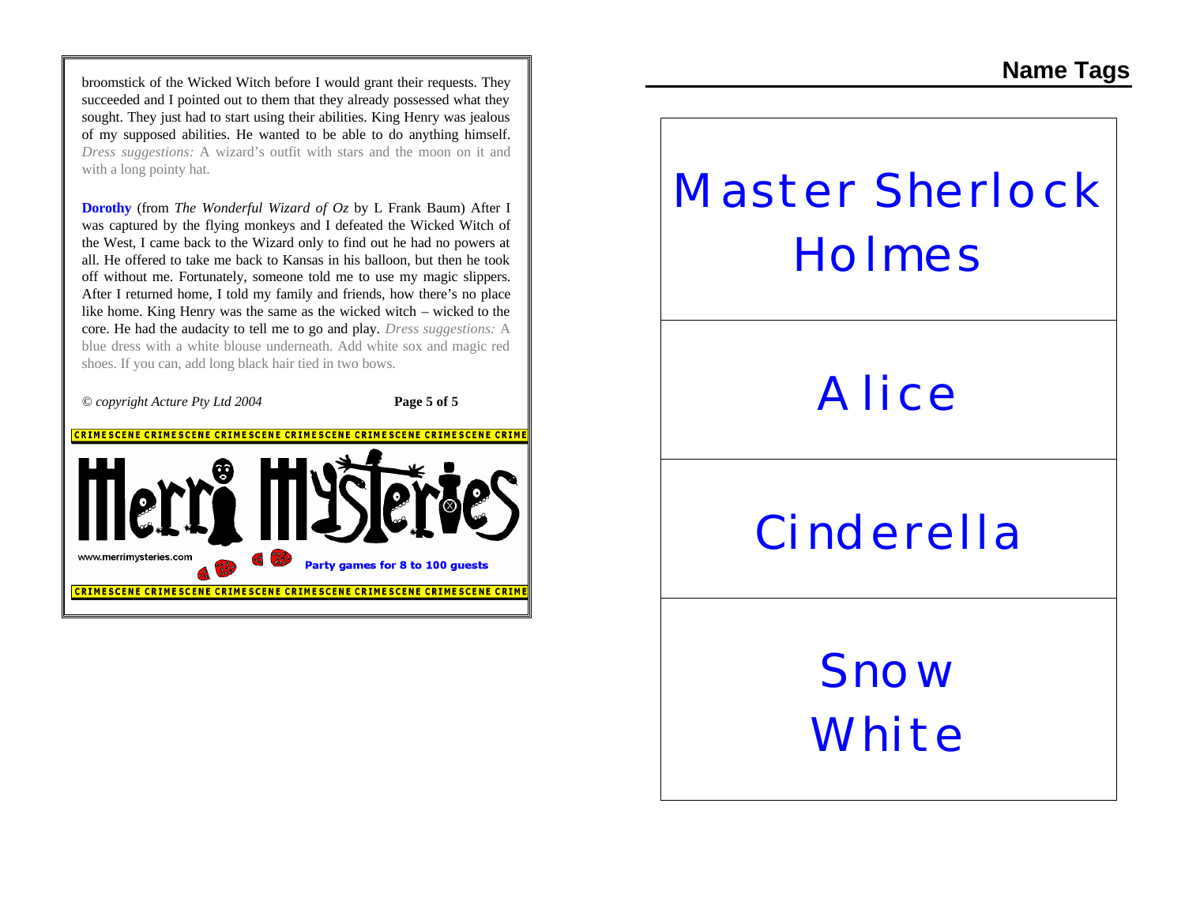broomstick of the Wicked Witch before I would grant their requests. They succeeded and I pointed out to them that they already possessed what they sought. They just had to start using their abilities. King Henry was jealous of my supposed abilities. He wanted to be able to do anything himself. *Dress suggestions:* A wizard's outfit with stars and the moon on it and with a long pointy hat.

**Dorothy** (from *The Wonderful Wizard of Oz* by L Frank Baum) After I was captured by the flying monkeys and I defeated the Wicked Witch of the West, I came back to the Wizard only to find out he had no powers at all. He offered to take me back to Kansas in his balloon, but then he took off without me. Fortunately, someone told me to use my magic slippers. After I returned home, I told my family and friends, how there's no place like home. King Henry was the same as the wicked witch – wicked to the core. He had the audacity to tell me to go and play. *Dress suggestions:* A blue dress with a white blouse underneath. Add white sox and magic red shoes. If you can, add long black hair tied in two bows.

*© copyright Acture Pty Ltd 2004*

CRIMESCENE CRIMESCENE CRIMESCENE CRIMESCENE CRIMESCENE CRIMESCENE CRIME

Merri Mysteries

www.merrimysteries.com

Party games for 8 to 100 guests

CRIMESCENE CRIMESCENE CRIMESCENE CRIMESCENE CRIMESCENE CRIMESCENE CRIME

## Name Tags

| Master Sherlock Holmes |
| --- |
| Alice |
| Cinderella |
| Snow White |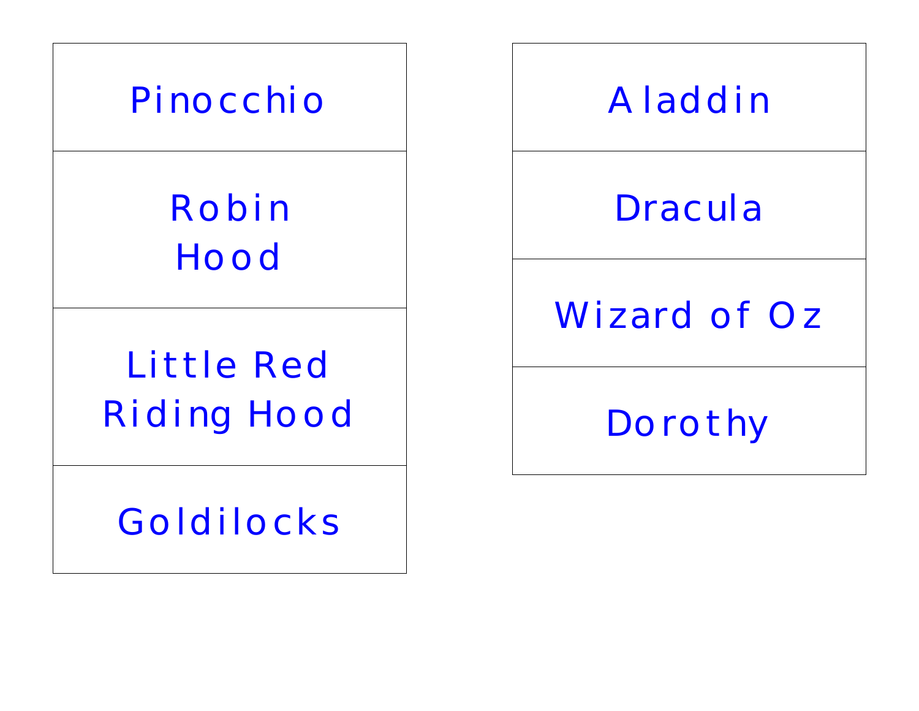| |
|---|
| Pinocchio |
| Robin Hood |
| Little Red Riding Hood |
| Goldilocks |

| |
|---|
| Aladdin |
| Dracula |
| Wizard of Oz |
| Dorothy |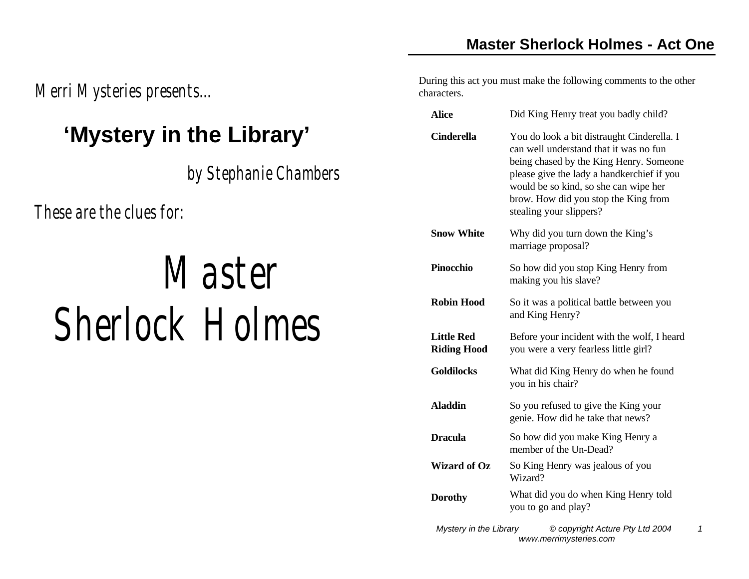*Merri Mysteries presents...*

# 'Mystery in the Library'

*by Stephanie Chambers*

*These are the clues for:*

# *Master Sherlock Holmes*

## Master Sherlock Holmes - Act One

During this act you must make the following comments to the other characters.

| | |
|---|---|
| **Alice** | Did King Henry treat you badly child? |
| **Cinderella** | You do look a bit distraught Cinderella. I can well understand that it was no fun being chased by the King Henry. Someone please give the lady a handkerchief if you would be so kind, so she can wipe her brow. How did you stop the King from stealing your slippers? |
| **Snow White** | Why did you turn down the King's marriage proposal? |
| **Pinocchio** | So how did you stop King Henry from making you his slave? |
| **Robin Hood** | So it was a political battle between you and King Henry? |
| **Little Red Riding Hood** | Before your incident with the wolf, I heard you were a very fearless little girl? |
| **Goldilocks** | What did King Henry do when he found you in his chair? |
| **Aladdin** | So you refused to give the King your genie. How did he take that news? |
| **Dracula** | So how did you make King Henry a member of the Un-Dead? |
| **Wizard of Oz** | So King Henry was jealous of you Wizard? |
| **Dorothy** | What did you do when King Henry told you to go and play? |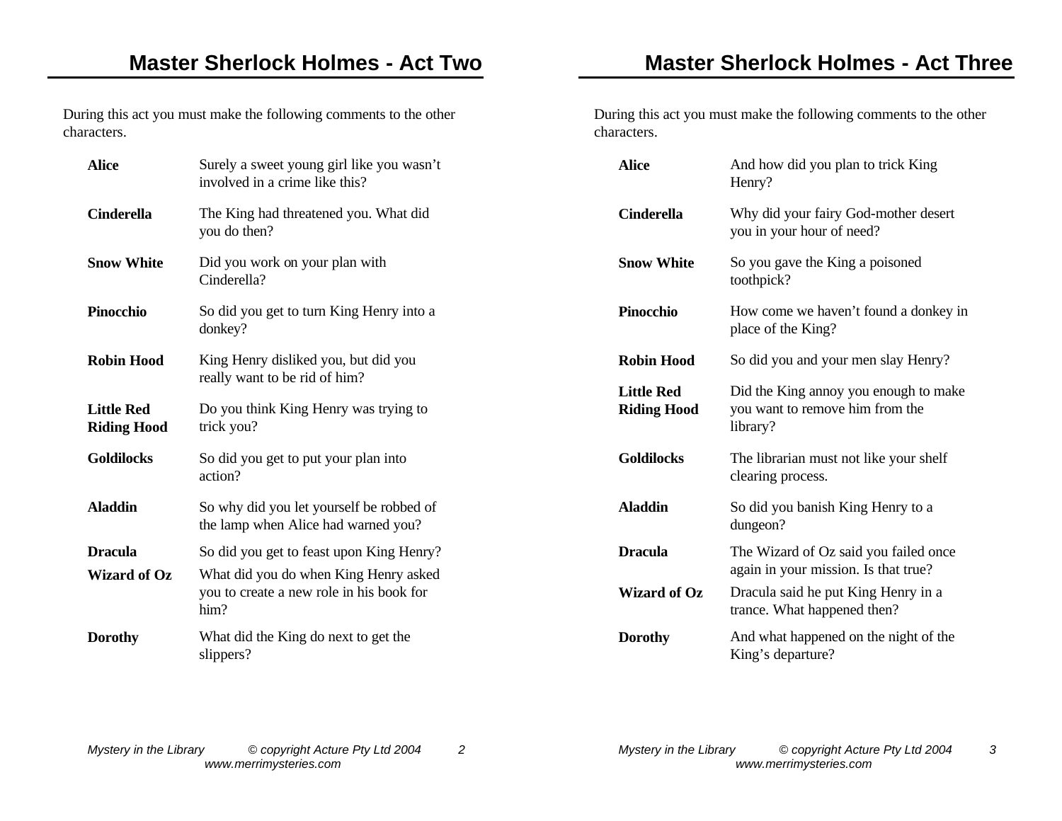## Master Sherlock Holmes - Act Two

During this act you must make the following comments to the other characters.

| | |
|---|---|
| **Alice** | Surely a sweet young girl like you wasn't involved in a crime like this? |
| **Cinderella** | The King had threatened you. What did you do then? |
| **Snow White** | Did you work on your plan with Cinderella? |
| **Pinocchio** | So did you get to turn King Henry into a donkey? |
| **Robin Hood** | King Henry disliked you, but did you really want to be rid of him? |
| **Little Red Riding Hood** | Do you think King Henry was trying to trick you? |
| **Goldilocks** | So did you get to put your plan into action? |
| **Aladdin** | So why did you let yourself be robbed of the lamp when Alice had warned you? |
| **Dracula** | So did you get to feast upon King Henry? |
| **Wizard of Oz** | What did you do when King Henry asked you to create a new role in his book for him? |
| **Dorothy** | What did the King do next to get the slippers? |

## Master Sherlock Holmes - Act Three

During this act you must make the following comments to the other characters.

| | |
|---|---|
| **Alice** | And how did you plan to trick King Henry? |
| **Cinderella** | Why did your fairy God-mother desert you in your hour of need? |
| **Snow White** | So you gave the King a poisoned toothpick? |
| **Pinocchio** | How come we haven't found a donkey in place of the King? |
| **Robin Hood** | So did you and your men slay Henry? |
| **Little Red Riding Hood** | Did the King annoy you enough to make you want to remove him from the library? |
| **Goldilocks** | The librarian must not like your shelf clearing process. |
| **Aladdin** | So did you banish King Henry to a dungeon? |
| **Dracula** | The Wizard of Oz said you failed once again in your mission. Is that true? |
| **Wizard of Oz** | Dracula said he put King Henry in a trance. What happened then? |
| **Dorothy** | And what happened on the night of the King's departure? |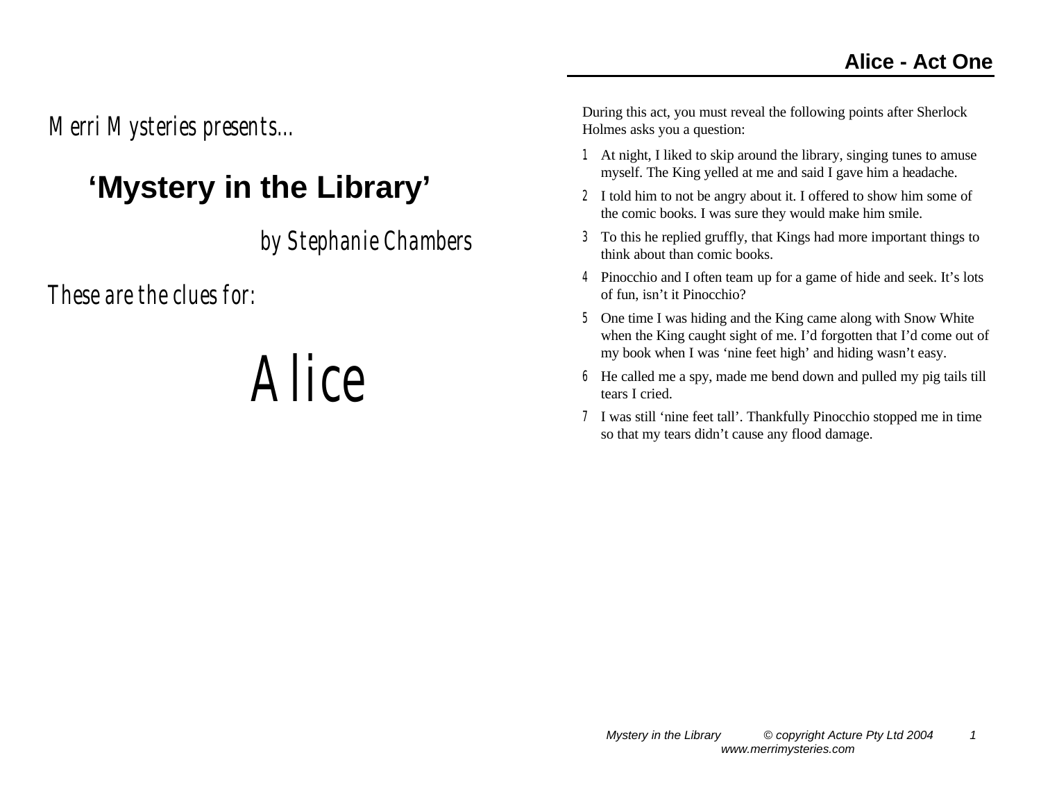*Merri Mysteries presents...*

# 'Mystery in the Library'

*by Stephanie Chambers*

*These are the clues for:*

# *Alice*

## Alice - Act One

During this act, you must reveal the following points after Sherlock Holmes asks you a question:

1. At night, I liked to skip around the library, singing tunes to amuse myself. The King yelled at me and said I gave him a headache.
2. I told him to not be angry about it. I offered to show him some of the comic books. I was sure they would make him smile.
3. To this he replied gruffly, that Kings had more important things to think about than comic books.
4. Pinocchio and I often team up for a game of hide and seek. It's lots of fun, isn't it Pinocchio?
5. One time I was hiding and the King came along with Snow White when the King caught sight of me. I'd forgotten that I'd come out of my book when I was 'nine feet high' and hiding wasn't easy.
6. He called me a spy, made me bend down and pulled my pig tails till tears I cried.
7. I was still 'nine feet tall'. Thankfully Pinocchio stopped me in time so that my tears didn't cause any flood damage.

*Mystery in the Library © copyright Acture Pty Ltd 2004*
*www.merrimysteries.com*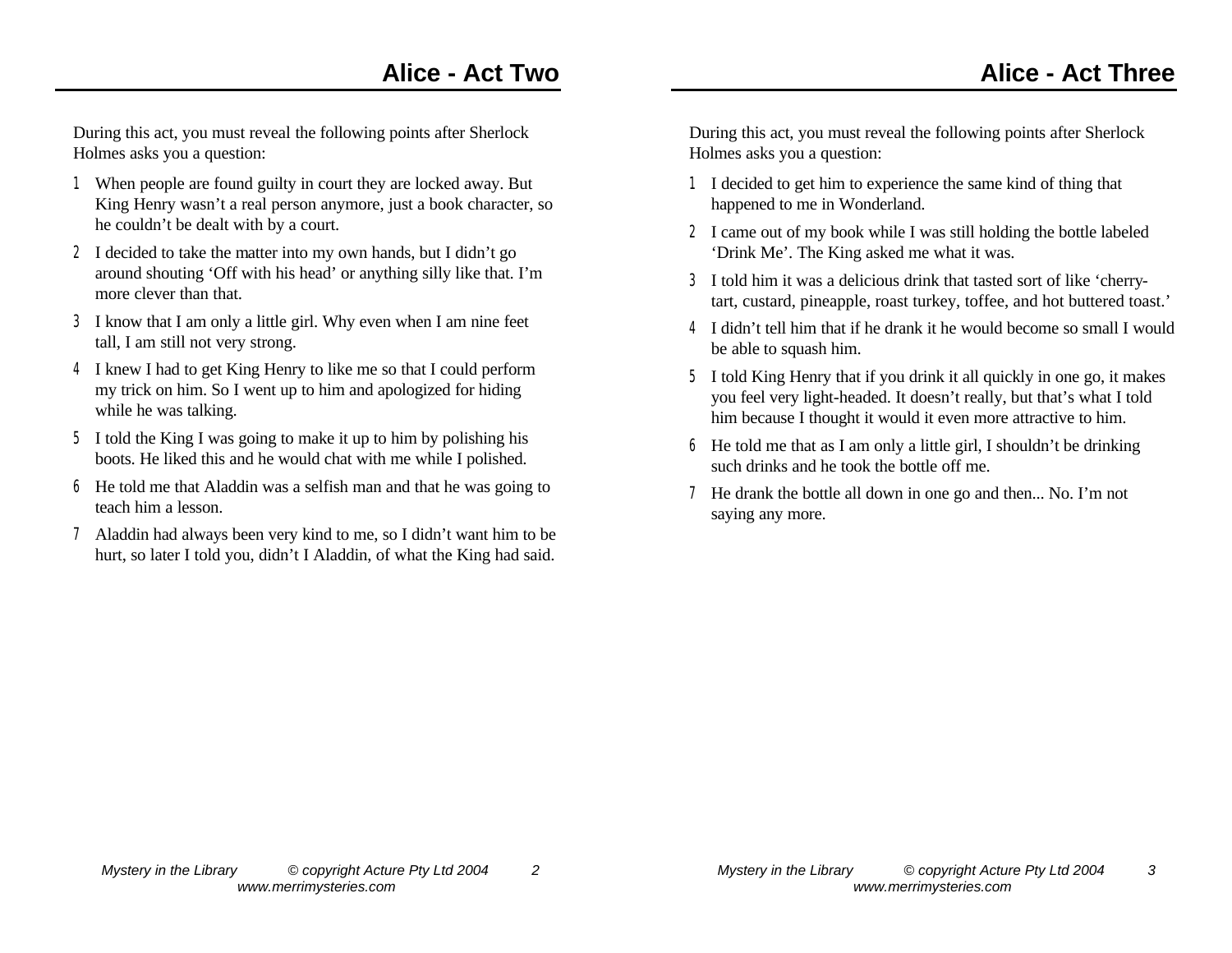## Alice - Act Two

During this act, you must reveal the following points after Sherlock Holmes asks you a question:

1. When people are found guilty in court they are locked away. But King Henry wasn't a real person anymore, just a book character, so he couldn't be dealt with by a court.
2. I decided to take the matter into my own hands, but I didn't go around shouting 'Off with his head' or anything silly like that. I'm more clever than that.
3. I know that I am only a little girl. Why even when I am nine feet tall, I am still not very strong.
4. I knew I had to get King Henry to like me so that I could perform my trick on him. So I went up to him and apologized for hiding while he was talking.
5. I told the King I was going to make it up to him by polishing his boots. He liked this and he would chat with me while I polished.
6. He told me that Aladdin was a selfish man and that he was going to teach him a lesson.
7. Aladdin had always been very kind to me, so I didn't want him to be hurt, so later I told you, didn't I Aladdin, of what the King had said.

## Alice - Act Three

During this act, you must reveal the following points after Sherlock Holmes asks you a question:

1. I decided to get him to experience the same kind of thing that happened to me in Wonderland.
2. I came out of my book while I was still holding the bottle labeled 'Drink Me'. The King asked me what it was.
3. I told him it was a delicious drink that tasted sort of like 'cherry-tart, custard, pineapple, roast turkey, toffee, and hot buttered toast.'
4. I didn't tell him that if he drank it he would become so small I would be able to squash him.
5. I told King Henry that if you drink it all quickly in one go, it makes you feel very light-headed. It doesn't really, but that's what I told him because I thought it would it even more attractive to him.
6. He told me that as I am only a little girl, I shouldn't be drinking such drinks and he took the bottle off me.
7. He drank the bottle all down in one go and then... No. I'm not saying any more.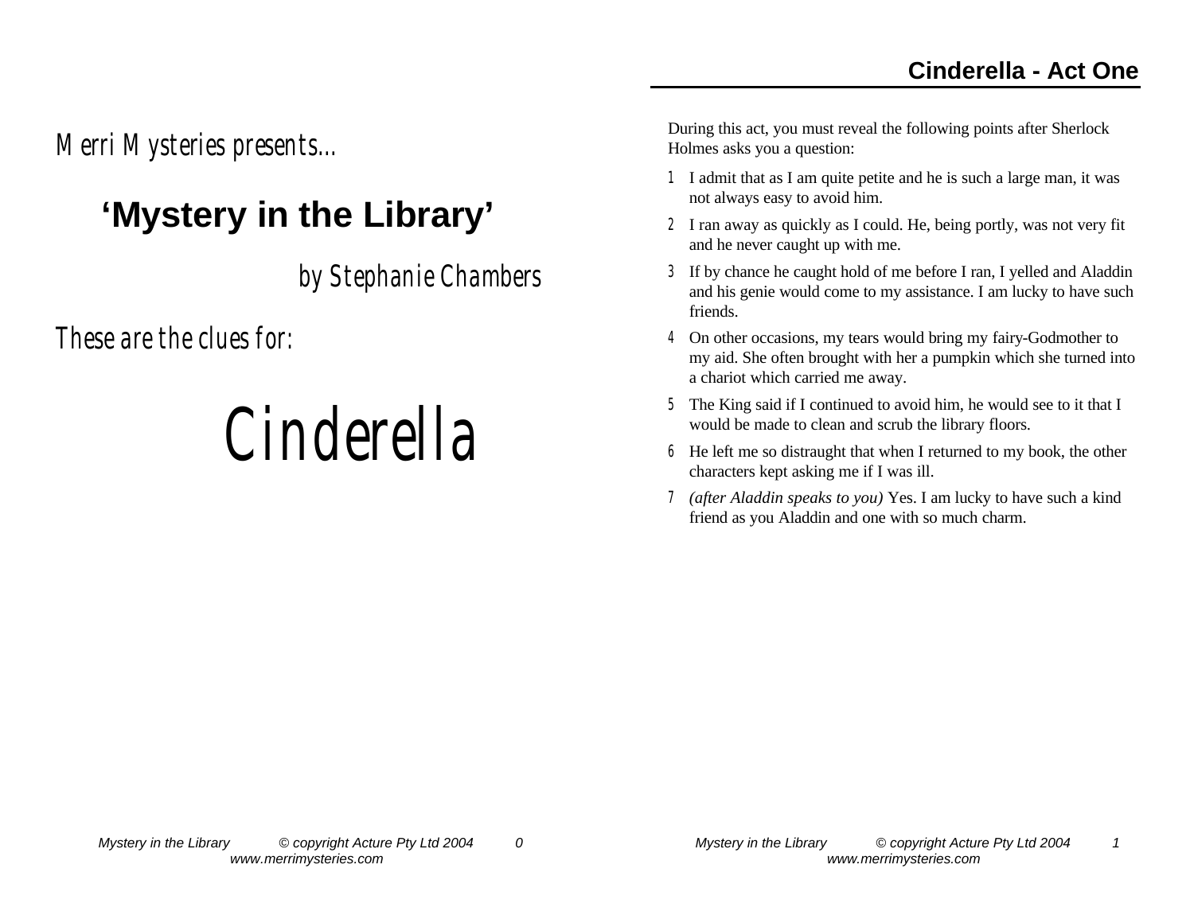*Merri Mysteries presents...*

# 'Mystery in the Library'

*by Stephanie Chambers*

*These are the clues for:*

# *Cinderella*

## Cinderella - Act One

During this act, you must reveal the following points after Sherlock Holmes asks you a question:

1. I admit that as I am quite petite and he is such a large man, it was not always easy to avoid him.
2. I ran away as quickly as I could. He, being portly, was not very fit and he never caught up with me.
3. If by chance he caught hold of me before I ran, I yelled and Aladdin and his genie would come to my assistance. I am lucky to have such friends.
4. On other occasions, my tears would bring my fairy-Godmother to my aid. She often brought with her a pumpkin which she turned into a chariot which carried me away.
5. The King said if I continued to avoid him, he would see to it that I would be made to clean and scrub the library floors.
6. He left me so distraught that when I returned to my book, the other characters kept asking me if I was ill.
7. *(after Aladdin speaks to you)* Yes. I am lucky to have such a kind friend as you Aladdin and one with so much charm.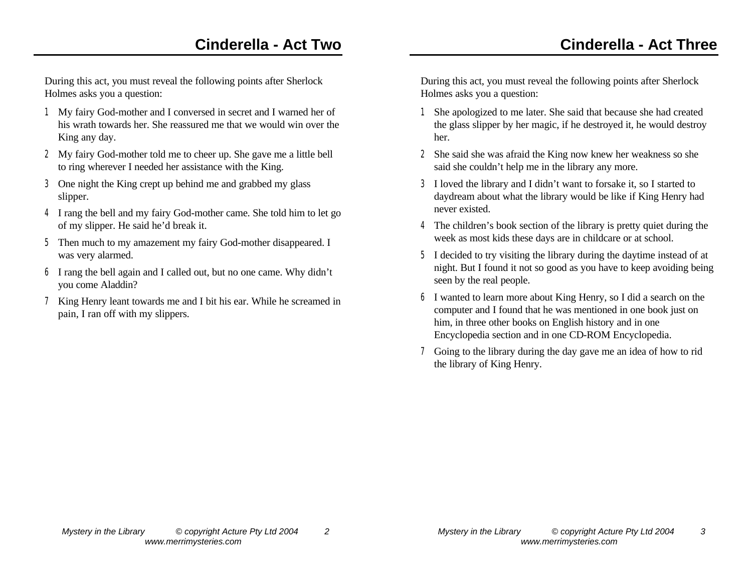# Cinderella - Act Two

During this act, you must reveal the following points after Sherlock Holmes asks you a question:

1. My fairy God-mother and I conversed in secret and I warned her of his wrath towards her. She reassured me that we would win over the King any day.
2. My fairy God-mother told me to cheer up. She gave me a little bell to ring wherever I needed her assistance with the King.
3. One night the King crept up behind me and grabbed my glass slipper.
4. I rang the bell and my fairy God-mother came. She told him to let go of my slipper. He said he'd break it.
5. Then much to my amazement my fairy God-mother disappeared. I was very alarmed.
6. I rang the bell again and I called out, but no one came. Why didn't you come Aladdin?
7. King Henry leant towards me and I bit his ear. While he screamed in pain, I ran off with my slippers.

# Cinderella - Act Three

During this act, you must reveal the following points after Sherlock Holmes asks you a question:

1. She apologized to me later. She said that because she had created the glass slipper by her magic, if he destroyed it, he would destroy her.
2. She said she was afraid the King now knew her weakness so she said she couldn't help me in the library any more.
3. I loved the library and I didn't want to forsake it, so I started to daydream about what the library would be like if King Henry had never existed.
4. The children's book section of the library is pretty quiet during the week as most kids these days are in childcare or at school.
5. I decided to try visiting the library during the daytime instead of at night. But I found it not so good as you have to keep avoiding being seen by the real people.
6. I wanted to learn more about King Henry, so I did a search on the computer and I found that he was mentioned in one book just on him, in three other books on English history and in one Encyclopedia section and in one CD-ROM Encyclopedia.
7. Going to the library during the day gave me an idea of how to rid the library of King Henry.